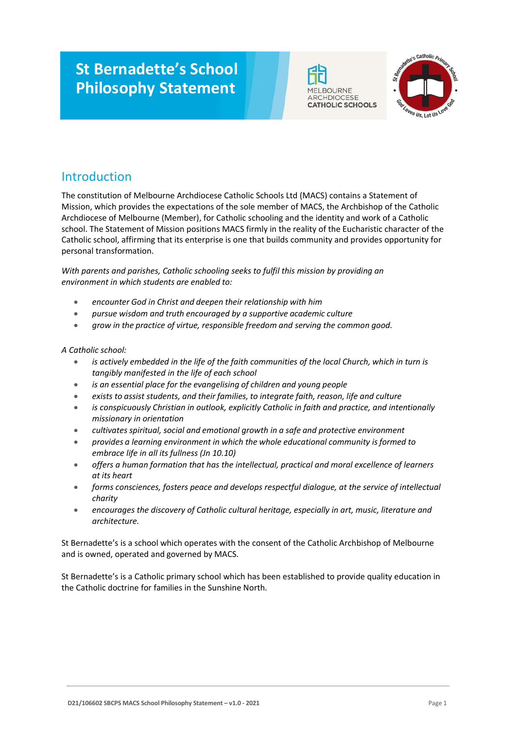# St Bernadette's School Philosophy Statement

## Introduction

The constitution of Melbourne Archdiocese Catholic Schools Ltd (MACS) contains a Statement of Mission, which provides the expectations of the sole member of MACS, the Archbishop of the Catholic Archdiocese of Melbourne (Member), for Catholic schooling and the identity and work of a Catholic school. The Statement of Mission positions MACS firmly in the reality of the Eucharistic character of the Catholic school, affirming that its enterprise is one that builds community and provides opportunity for personal transformation.

*With parents and parishes, Catholic schooling seeks to fulfil this mission by providing an environment in which students are enabled to:*

- *encounter God in Christ and deepen their relationship with him*
- *pursue wisdom and truth encouraged by a supportive academic culture*
- *grow in the practice of virtue, responsible freedom and serving the common good.*

*A Catholic school:*

- *is actively embedded in the life of the faith communities of the local Church, which in turn is tangibly manifested in the life of each school*
- *is an essential place for the evangelising of children and young people*
- *exists to assist students, and their families, to integrate faith, reason, life and culture*
- *is conspicuously Christian in outlook, explicitly Catholic in faith and practice, and intentionally missionary in orientation*
- *cultivates spiritual, social and emotional growth in a safe and protective environment*
- *provides a learning environment in which the whole educational community is formed to embrace life in all its fullness (Jn 10.10)*
- *offers a human formation that has the intellectual, practical and moral excellence of learners at its heart*
- *forms consciences, fosters peace and develops respectful dialogue, at the service of intellectual charity*
- *encourages the discovery of Catholic cultural heritage, especially in art, music, literature and architecture.*

St Bernadette's is a school which operates with the consent of the Catholic Archbishop of Melbourne and is owned, operated and governed by MACS.

St Bernadette's is a Catholic primary school which has been established to provide quality education in the Catholic doctrine for families in the Sunshine North.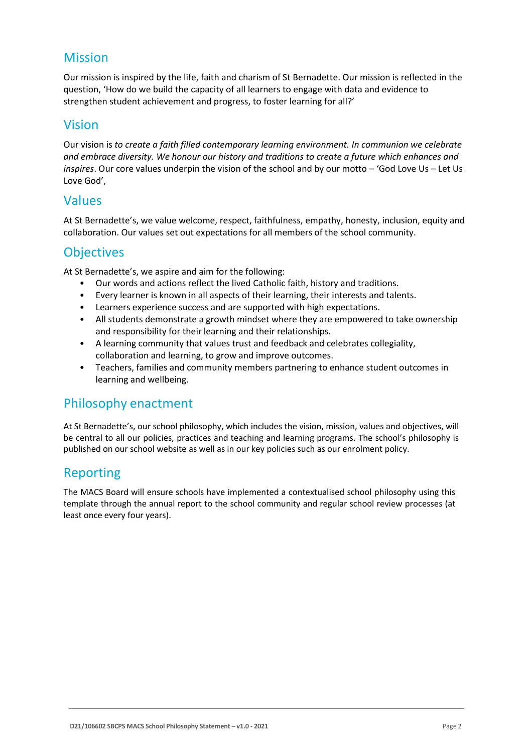## Mission

Our mission is inspired by the life, faith and charism of St Bernadette. Our mission is reflected in the question, 'How do we build the capacity of all learners to engage with data and evidence to strengthen student achievement and progress, to foster learning for all?'

## Vision

Our vision is *to create a faith filled contemporary learning environment. In communion we celebrate and embrace diversity. We honour our history and traditions to create a future which enhances and inspires*. Our core values underpin the vision of the school and by our motto – 'God Love Us – Let Us Love God',

## Values

At St Bernadette's, we value welcome, respect, faithfulness, empathy, honesty, inclusion, equity and collaboration. Our values set out expectations for all members of the school community.

## Objectives

At St Bernadette's, we aspire and aim for the following:

- Our words and actions reflect the lived Catholic faith, history and traditions.
- Every learner is known in all aspects of their learning, their interests and talents.
- Learners experience success and are supported with high expectations.
- All students demonstrate a growth mindset where they are empowered to take ownership and responsibility for their learning and their relationships.
- A learning community that values trust and feedback and celebrates collegiality, collaboration and learning, to grow and improve outcomes.
- Teachers, families and community members partnering to enhance student outcomes in learning and wellbeing.

## Philosophy enactment

At St Bernadette's, our school philosophy, which includes the vision, mission, values and objectives, will be central to all our policies, practices and teaching and learning programs. The school's philosophy is published on our school website as well as in our key policies such as our enrolment policy.

## Reporting

The MACS Board will ensure schools have implemented a contextualised school philosophy using this template through the annual report to the school community and regular school review processes (at least once every four years).